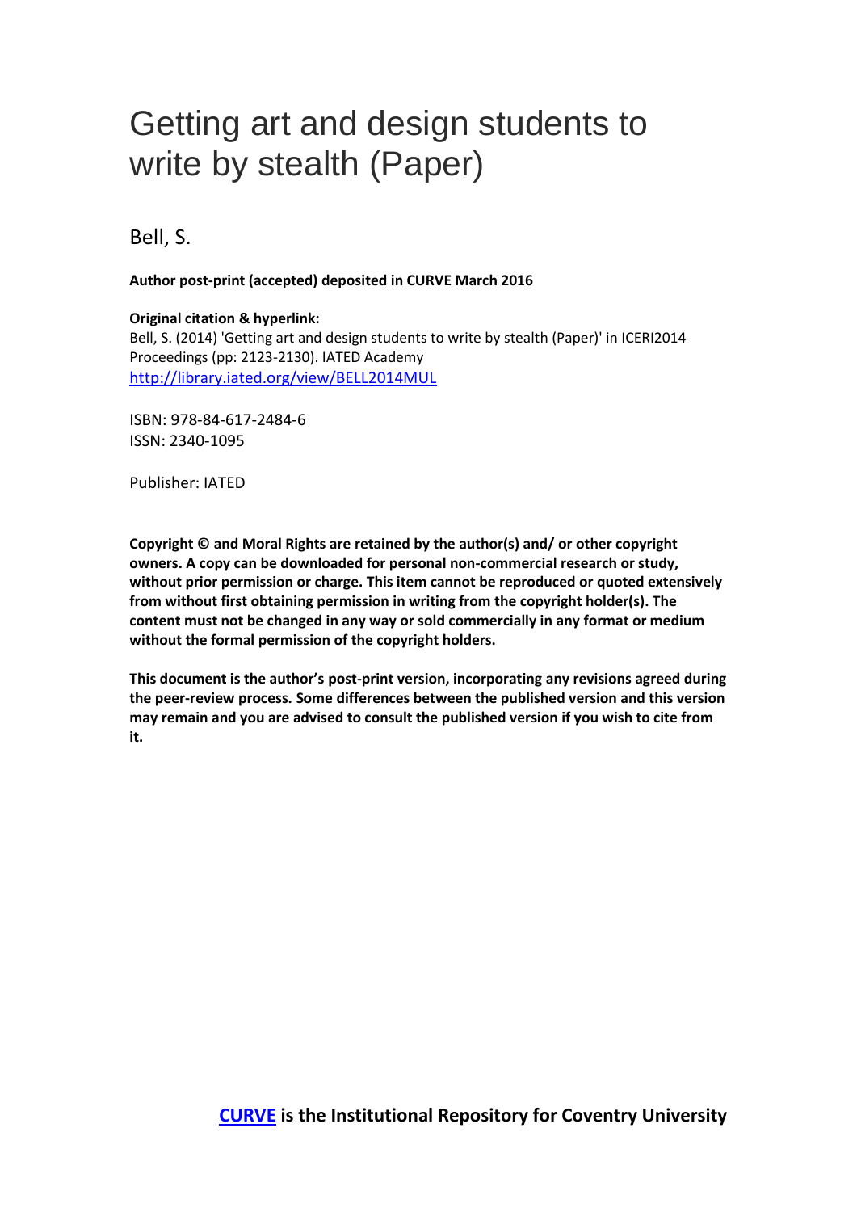# Getting art and design students to write by stealth (Paper)

Bell, S.

**Author post-print (accepted) deposited in CURVE March 2016**

**Original citation & hyperlink:**
Bell, S. (2014) 'Getting art and design students to write by stealth (Paper)' in ICERI2014 Proceedings (pp: 2123-2130). IATED Academy
[http://library.iated.org/view/BELL2014MUL](http://library.iated.org/view/BELL2014MUL)

ISBN: 978-84-617-2484-6
ISSN: 2340-1095

Publisher: IATED

**Copyright © and Moral Rights are retained by the author(s) and/ or other copyright owners. A copy can be downloaded for personal non-commercial research or study, without prior permission or charge. This item cannot be reproduced or quoted extensively from without first obtaining permission in writing from the copyright holder(s). The content must not be changed in any way or sold commercially in any format or medium without the formal permission of the copyright holders.**

**This document is the author's post-print version, incorporating any revisions agreed during the peer-review process. Some differences between the published version and this version may remain and you are advised to consult the published version if you wish to cite from it.**

**CURVE is the Institutional Repository for Coventry University**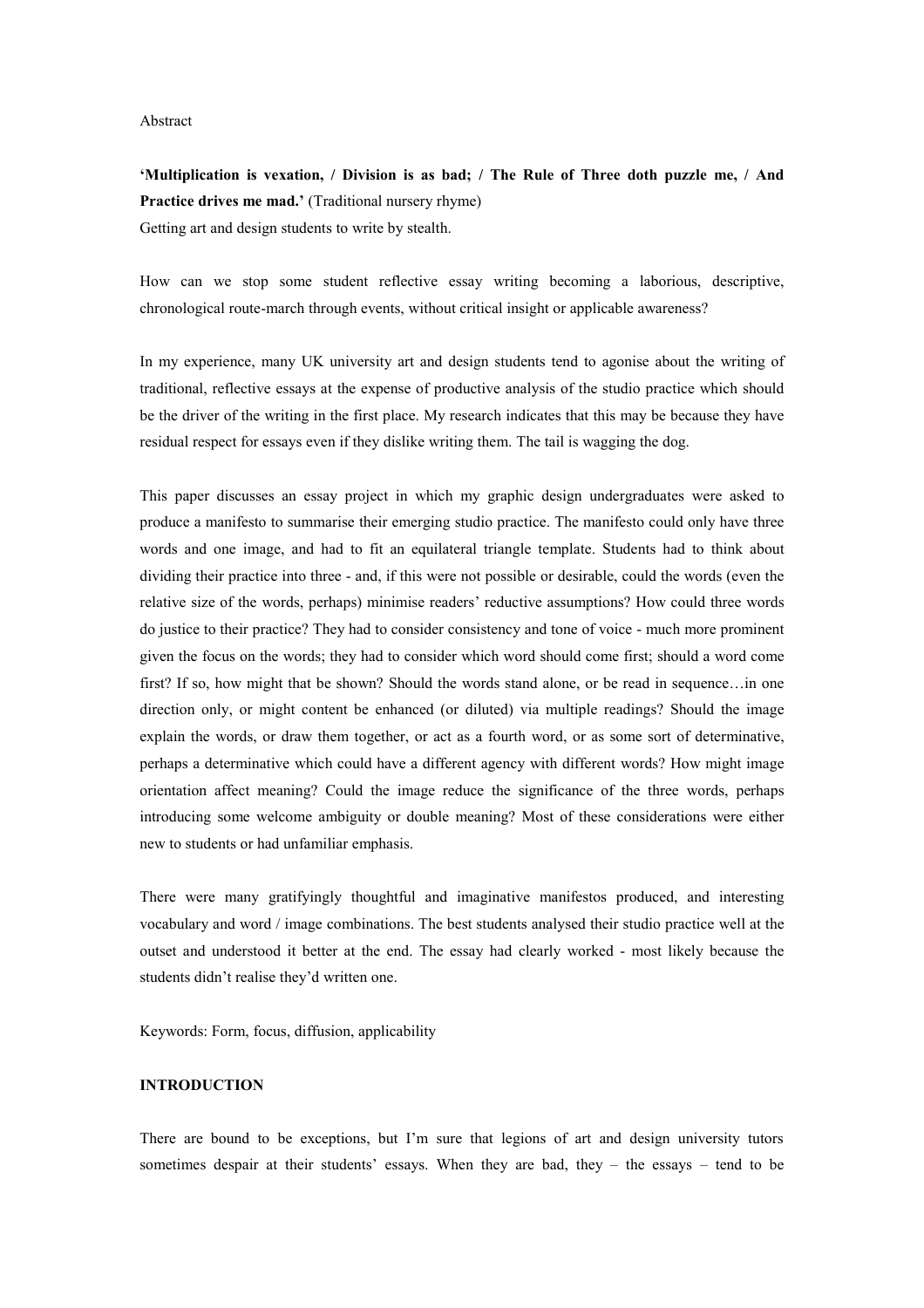Abstract

**'Multiplication is vexation, / Division is as bad; / The Rule of Three doth puzzle me, / And Practice drives me mad.'** (Traditional nursery rhyme)
Getting art and design students to write by stealth.

How can we stop some student reflective essay writing becoming a laborious, descriptive, chronological route-march through events, without critical insight or applicable awareness?

In my experience, many UK university art and design students tend to agonise about the writing of traditional, reflective essays at the expense of productive analysis of the studio practice which should be the driver of the writing in the first place. My research indicates that this may be because they have residual respect for essays even if they dislike writing them. The tail is wagging the dog.

This paper discusses an essay project in which my graphic design undergraduates were asked to produce a manifesto to summarise their emerging studio practice. The manifesto could only have three words and one image, and had to fit an equilateral triangle template. Students had to think about dividing their practice into three - and, if this were not possible or desirable, could the words (even the relative size of the words, perhaps) minimise readers' reductive assumptions? How could three words do justice to their practice? They had to consider consistency and tone of voice - much more prominent given the focus on the words; they had to consider which word should come first; should a word come first? If so, how might that be shown? Should the words stand alone, or be read in sequence…in one direction only, or might content be enhanced (or diluted) via multiple readings? Should the image explain the words, or draw them together, or act as a fourth word, or as some sort of determinative, perhaps a determinative which could have a different agency with different words? How might image orientation affect meaning? Could the image reduce the significance of the three words, perhaps introducing some welcome ambiguity or double meaning? Most of these considerations were either new to students or had unfamiliar emphasis.

There were many gratifyingly thoughtful and imaginative manifestos produced, and interesting vocabulary and word / image combinations. The best students analysed their studio practice well at the outset and understood it better at the end. The essay had clearly worked - most likely because the students didn't realise they'd written one.

Keywords: Form, focus, diffusion, applicability

## INTRODUCTION

There are bound to be exceptions, but I'm sure that legions of art and design university tutors sometimes despair at their students' essays. When they are bad, they – the essays – tend to be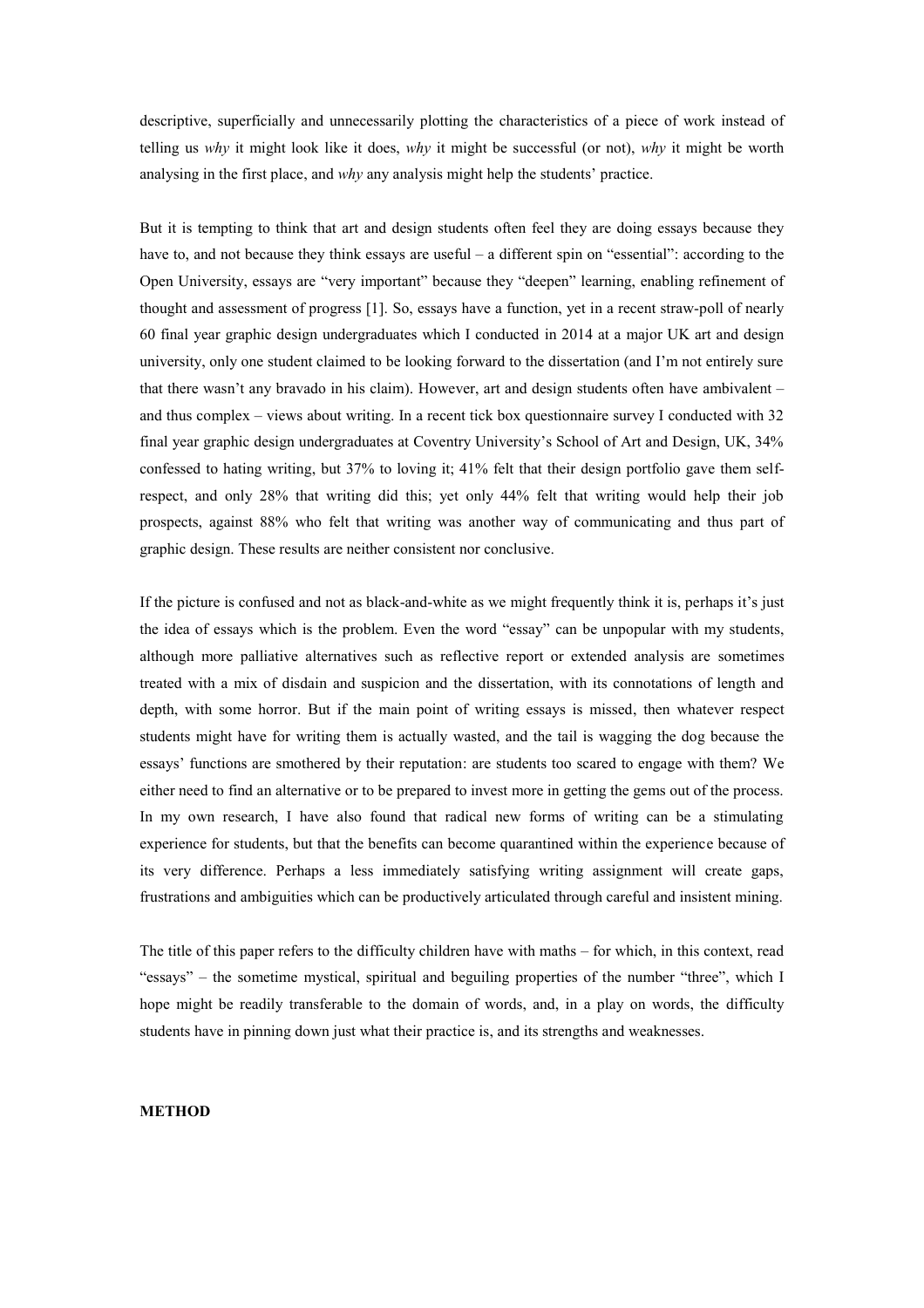descriptive, superficially and unnecessarily plotting the characteristics of a piece of work instead of telling us *why* it might look like it does, *why* it might be successful (or not), *why* it might be worth analysing in the first place, and *why* any analysis might help the students' practice.

But it is tempting to think that art and design students often feel they are doing essays because they have to, and not because they think essays are useful – a different spin on "essential": according to the Open University, essays are "very important" because they "deepen" learning, enabling refinement of thought and assessment of progress [1]. So, essays have a function, yet in a recent straw-poll of nearly 60 final year graphic design undergraduates which I conducted in 2014 at a major UK art and design university, only one student claimed to be looking forward to the dissertation (and I'm not entirely sure that there wasn't any bravado in his claim). However, art and design students often have ambivalent – and thus complex – views about writing. In a recent tick box questionnaire survey I conducted with 32 final year graphic design undergraduates at Coventry University's School of Art and Design, UK, 34% confessed to hating writing, but 37% to loving it; 41% felt that their design portfolio gave them self-respect, and only 28% that writing did this; yet only 44% felt that writing would help their job prospects, against 88% who felt that writing was another way of communicating and thus part of graphic design. These results are neither consistent nor conclusive.

If the picture is confused and not as black-and-white as we might frequently think it is, perhaps it's just the idea of essays which is the problem. Even the word "essay" can be unpopular with my students, although more palliative alternatives such as reflective report or extended analysis are sometimes treated with a mix of disdain and suspicion and the dissertation, with its connotations of length and depth, with some horror. But if the main point of writing essays is missed, then whatever respect students might have for writing them is actually wasted, and the tail is wagging the dog because the essays' functions are smothered by their reputation: are students too scared to engage with them? We either need to find an alternative or to be prepared to invest more in getting the gems out of the process. In my own research, I have also found that radical new forms of writing can be a stimulating experience for students, but that the benefits can become quarantined within the experience because of its very difference. Perhaps a less immediately satisfying writing assignment will create gaps, frustrations and ambiguities which can be productively articulated through careful and insistent mining.

The title of this paper refers to the difficulty children have with maths – for which, in this context, read "essays" – the sometime mystical, spiritual and beguiling properties of the number "three", which I hope might be readily transferable to the domain of words, and, in a play on words, the difficulty students have in pinning down just what their practice is, and its strengths and weaknesses.

**METHOD**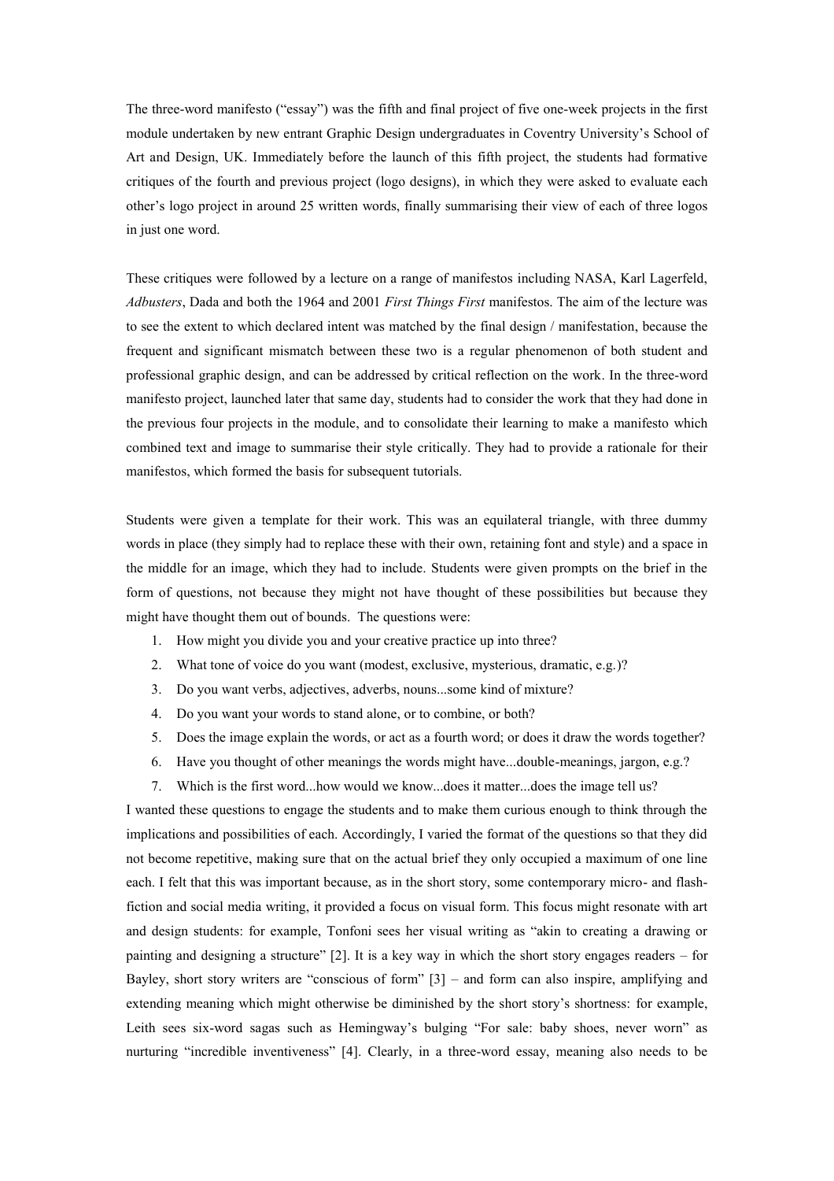The three-word manifesto ("essay") was the fifth and final project of five one-week projects in the first module undertaken by new entrant Graphic Design undergraduates in Coventry University's School of Art and Design, UK. Immediately before the launch of this fifth project, the students had formative critiques of the fourth and previous project (logo designs), in which they were asked to evaluate each other's logo project in around 25 written words, finally summarising their view of each of three logos in just one word.

These critiques were followed by a lecture on a range of manifestos including NASA, Karl Lagerfeld, *Adbusters*, Dada and both the 1964 and 2001 *First Things First* manifestos. The aim of the lecture was to see the extent to which declared intent was matched by the final design / manifestation, because the frequent and significant mismatch between these two is a regular phenomenon of both student and professional graphic design, and can be addressed by critical reflection on the work. In the three-word manifesto project, launched later that same day, students had to consider the work that they had done in the previous four projects in the module, and to consolidate their learning to make a manifesto which combined text and image to summarise their style critically. They had to provide a rationale for their manifestos, which formed the basis for subsequent tutorials.

Students were given a template for their work. This was an equilateral triangle, with three dummy words in place (they simply had to replace these with their own, retaining font and style) and a space in the middle for an image, which they had to include. Students were given prompts on the brief in the form of questions, not because they might not have thought of these possibilities but because they might have thought them out of bounds. The questions were:

1. How might you divide you and your creative practice up into three?
2. What tone of voice do you want (modest, exclusive, mysterious, dramatic, e.g.)?
3. Do you want verbs, adjectives, adverbs, nouns...some kind of mixture?
4. Do you want your words to stand alone, or to combine, or both?
5. Does the image explain the words, or act as a fourth word; or does it draw the words together?
6. Have you thought of other meanings the words might have...double-meanings, jargon, e.g.?
7. Which is the first word...how would we know...does it matter...does the image tell us?

I wanted these questions to engage the students and to make them curious enough to think through the implications and possibilities of each. Accordingly, I varied the format of the questions so that they did not become repetitive, making sure that on the actual brief they only occupied a maximum of one line each. I felt that this was important because, as in the short story, some contemporary micro- and flash-fiction and social media writing, it provided a focus on visual form. This focus might resonate with art and design students: for example, Tonfoni sees her visual writing as "akin to creating a drawing or painting and designing a structure" [2]. It is a key way in which the short story engages readers – for Bayley, short story writers are "conscious of form" [3] – and form can also inspire, amplifying and extending meaning which might otherwise be diminished by the short story's shortness: for example, Leith sees six-word sagas such as Hemingway's bulging "For sale: baby shoes, never worn" as nurturing "incredible inventiveness" [4]. Clearly, in a three-word essay, meaning also needs to be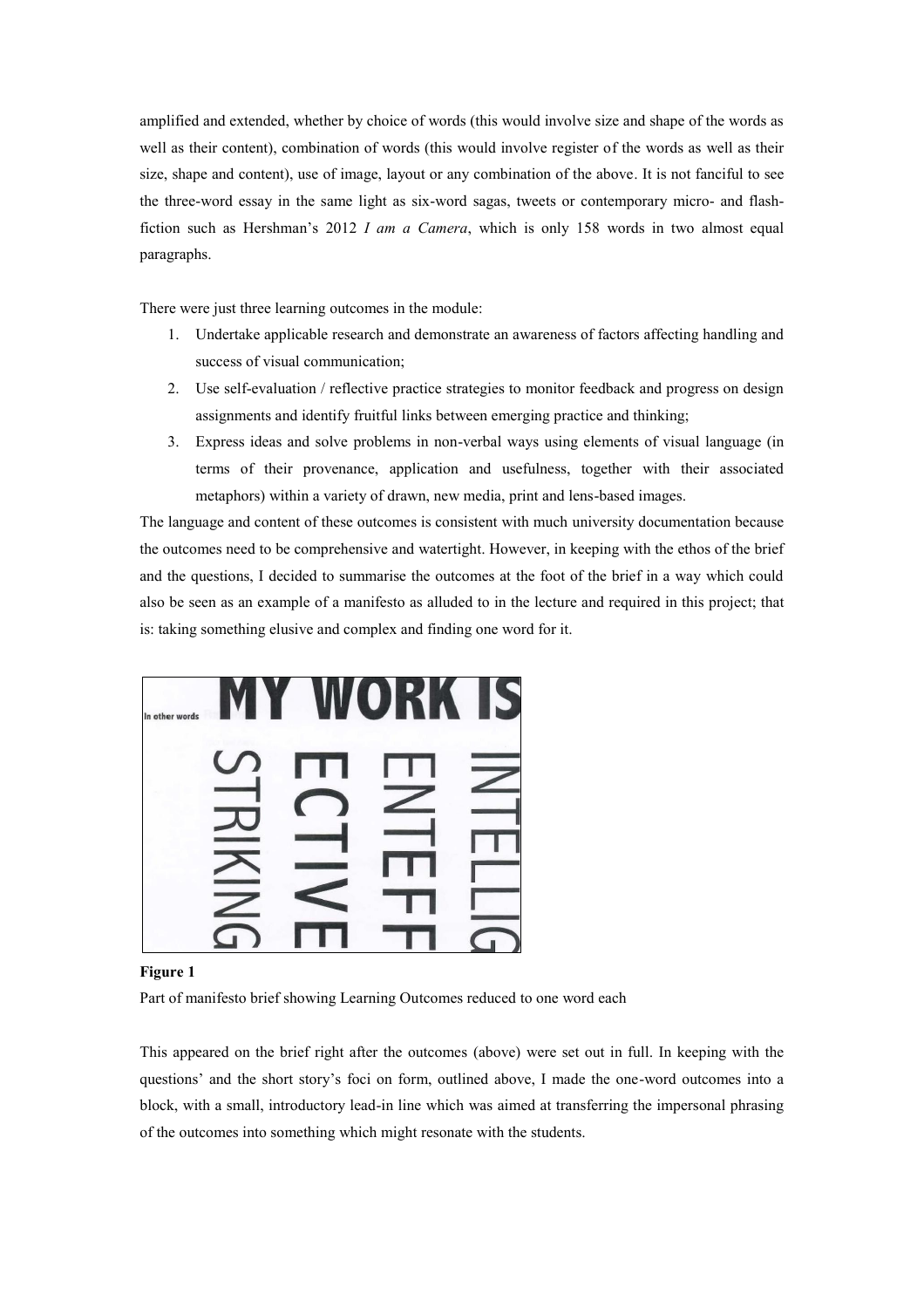amplified and extended, whether by choice of words (this would involve size and shape of the words as well as their content), combination of words (this would involve register of the words as well as their size, shape and content), use of image, layout or any combination of the above. It is not fanciful to see the three-word essay in the same light as six-word sagas, tweets or contemporary micro- and flash-fiction such as Hershman's 2012 *I am a Camera*, which is only 158 words in two almost equal paragraphs.

There were just three learning outcomes in the module:

1. Undertake applicable research and demonstrate an awareness of factors affecting handling and success of visual communication;
2. Use self-evaluation / reflective practice strategies to monitor feedback and progress on design assignments and identify fruitful links between emerging practice and thinking;
3. Express ideas and solve problems in non-verbal ways using elements of visual language (in terms of their provenance, application and usefulness, together with their associated metaphors) within a variety of drawn, new media, print and lens-based images.

The language and content of these outcomes is consistent with much university documentation because the outcomes need to be comprehensive and watertight. However, in keeping with the ethos of the brief and the questions, I decided to summarise the outcomes at the foot of the brief in a way which could also be seen as an example of a manifesto as alluded to in the lecture and required in this project; that is: taking something elusive and complex and finding one word for it.

**Figure 1**

Part of manifesto brief showing Learning Outcomes reduced to one word each

This appeared on the brief right after the outcomes (above) were set out in full. In keeping with the questions' and the short story's foci on form, outlined above, I made the one-word outcomes into a block, with a small, introductory lead-in line which was aimed at transferring the impersonal phrasing of the outcomes into something which might resonate with the students.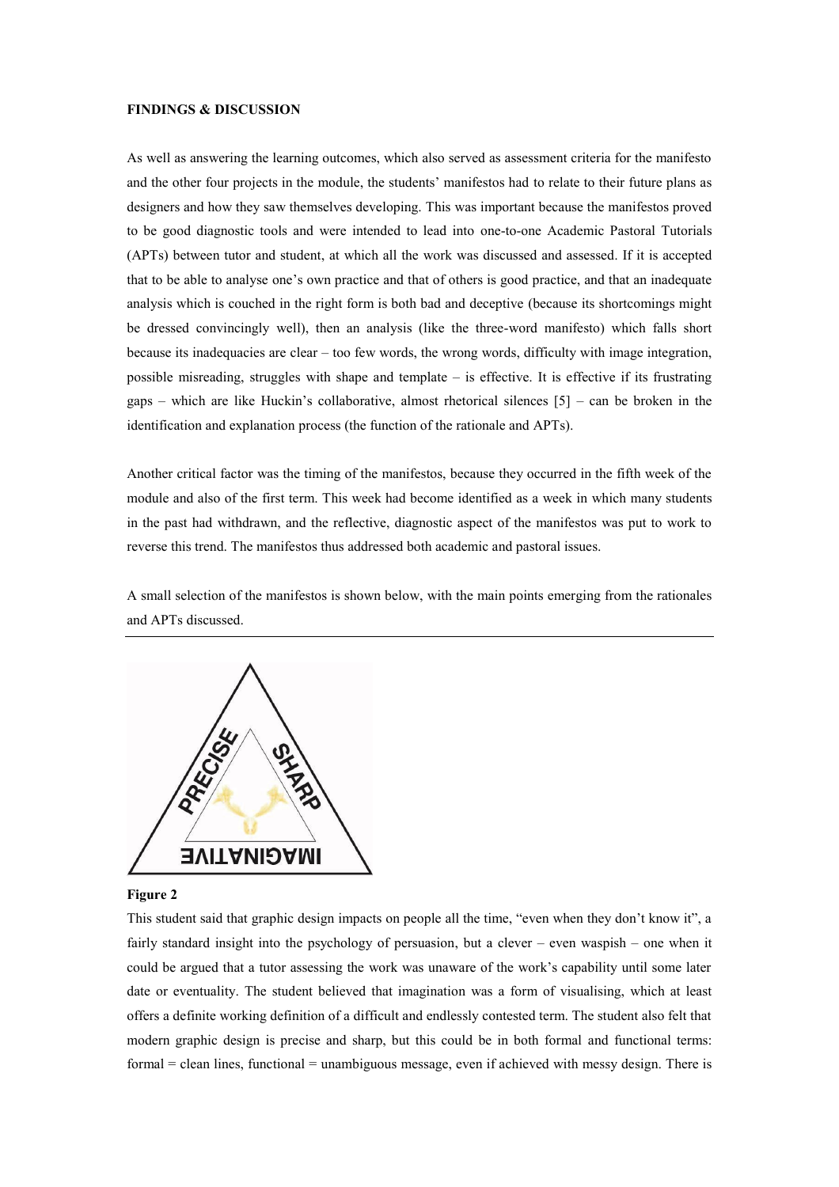**FINDINGS & DISCUSSION**

As well as answering the learning outcomes, which also served as assessment criteria for the manifesto and the other four projects in the module, the students' manifestos had to relate to their future plans as designers and how they saw themselves developing. This was important because the manifestos proved to be good diagnostic tools and were intended to lead into one-to-one Academic Pastoral Tutorials (APTs) between tutor and student, at which all the work was discussed and assessed. If it is accepted that to be able to analyse one's own practice and that of others is good practice, and that an inadequate analysis which is couched in the right form is both bad and deceptive (because its shortcomings might be dressed convincingly well), then an analysis (like the three-word manifesto) which falls short because its inadequacies are clear – too few words, the wrong words, difficulty with image integration, possible misreading, struggles with shape and template – is effective. It is effective if its frustrating gaps – which are like Huckin's collaborative, almost rhetorical silences [5] – can be broken in the identification and explanation process (the function of the rationale and APTs).

Another critical factor was the timing of the manifestos, because they occurred in the fifth week of the module and also of the first term. This week had become identified as a week in which many students in the past had withdrawn, and the reflective, diagnostic aspect of the manifestos was put to work to reverse this trend. The manifestos thus addressed both academic and pastoral issues.

A small selection of the manifestos is shown below, with the main points emerging from the rationales and APTs discussed.

---

**Figure 2**

This student said that graphic design impacts on people all the time, "even when they don't know it", a fairly standard insight into the psychology of persuasion, but a clever – even waspish – one when it could be argued that a tutor assessing the work was unaware of the work's capability until some later date or eventuality. The student believed that imagination was a form of visualising, which at least offers a definite working definition of a difficult and endlessly contested term. The student also felt that modern graphic design is precise and sharp, but this could be in both formal and functional terms: formal = clean lines, functional = unambiguous message, even if achieved with messy design. There is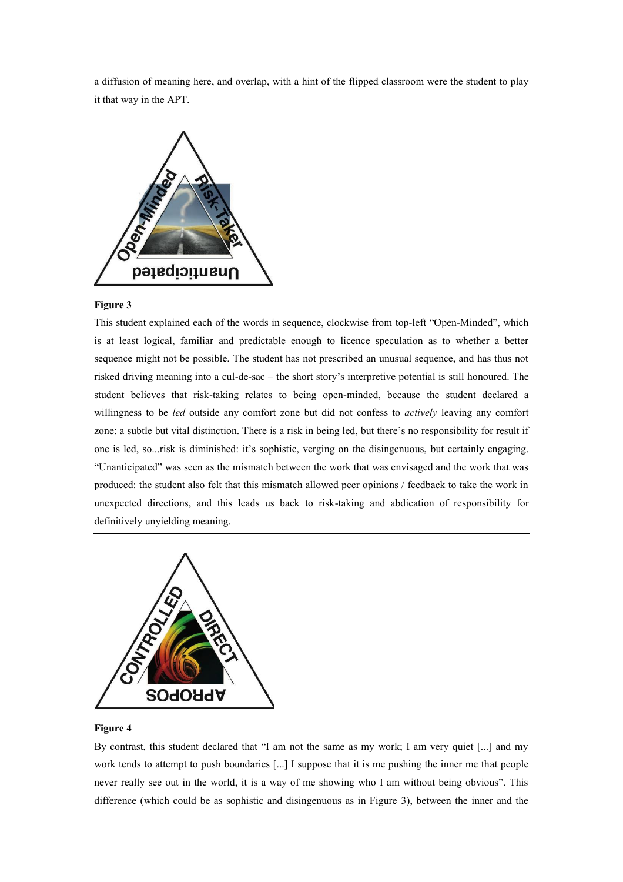a diffusion of meaning here, and overlap, with a hint of the flipped classroom were the student to play it that way in the APT.

---

**Figure 3**

This student explained each of the words in sequence, clockwise from top-left "Open-Minded", which is at least logical, familiar and predictable enough to licence speculation as to whether a better sequence might not be possible. The student has not prescribed an unusual sequence, and has thus not risked driving meaning into a cul-de-sac – the short story's interpretive potential is still honoured. The student believes that risk-taking relates to being open-minded, because the student declared a willingness to be *led* outside any comfort zone but did not confess to *actively* leaving any comfort zone: a subtle but vital distinction. There is a risk in being led, but there's no responsibility for result if one is led, so...risk is diminished: it's sophistic, verging on the disingenuous, but certainly engaging. "Unanticipated" was seen as the mismatch between the work that was envisaged and the work that was produced: the student also felt that this mismatch allowed peer opinions / feedback to take the work in unexpected directions, and this leads us back to risk-taking and abdication of responsibility for definitively unyielding meaning.

---

**Figure 4**

By contrast, this student declared that "I am not the same as my work; I am very quiet [...] and my work tends to attempt to push boundaries [...] I suppose that it is me pushing the inner me that people never really see out in the world, it is a way of me showing who I am without being obvious". This difference (which could be as sophistic and disingenuous as in Figure 3), between the inner and the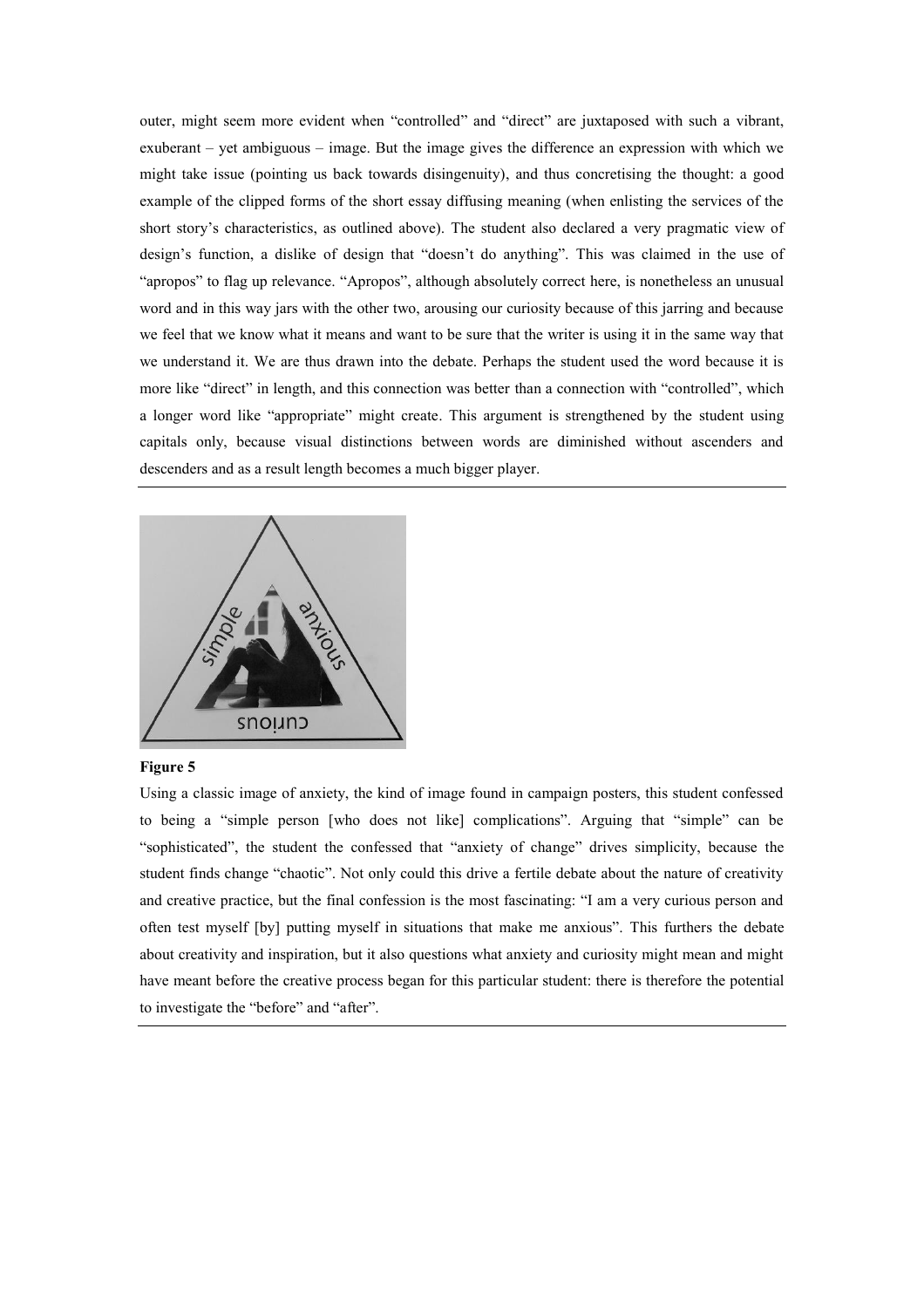outer, might seem more evident when "controlled" and "direct" are juxtaposed with such a vibrant, exuberant – yet ambiguous – image. But the image gives the difference an expression with which we might take issue (pointing us back towards disingenuity), and thus concretising the thought: a good example of the clipped forms of the short essay diffusing meaning (when enlisting the services of the short story's characteristics, as outlined above). The student also declared a very pragmatic view of design's function, a dislike of design that "doesn't do anything". This was claimed in the use of "apropos" to flag up relevance. "Apropos", although absolutely correct here, is nonetheless an unusual word and in this way jars with the other two, arousing our curiosity because of this jarring and because we feel that we know what it means and want to be sure that the writer is using it in the same way that we understand it. We are thus drawn into the debate. Perhaps the student used the word because it is more like "direct" in length, and this connection was better than a connection with "controlled", which a longer word like "appropriate" might create. This argument is strengthened by the student using capitals only, because visual distinctions between words are diminished without ascenders and descenders and as a result length becomes a much bigger player.

---

**Figure 5**

Using a classic image of anxiety, the kind of image found in campaign posters, this student confessed to being a "simple person [who does not like] complications". Arguing that "simple" can be "sophisticated", the student the confessed that "anxiety of change" drives simplicity, because the student finds change "chaotic". Not only could this drive a fertile debate about the nature of creativity and creative practice, but the final confession is the most fascinating: "I am a very curious person and often test myself [by] putting myself in situations that make me anxious". This furthers the debate about creativity and inspiration, but it also questions what anxiety and curiosity might mean and might have meant before the creative process began for this particular student: there is therefore the potential to investigate the "before" and "after".

---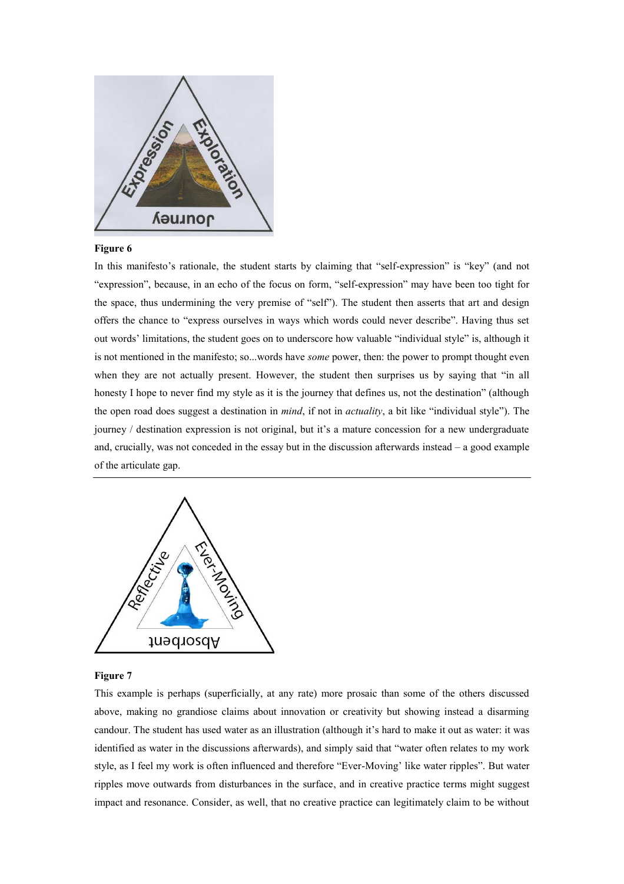**Figure 6**

In this manifesto's rationale, the student starts by claiming that "self-expression" is "key" (and not "expression", because, in an echo of the focus on form, "self-expression" may have been too tight for the space, thus undermining the very premise of "self"). The student then asserts that art and design offers the chance to "express ourselves in ways which words could never describe". Having thus set out words' limitations, the student goes on to underscore how valuable "individual style" is, although it is not mentioned in the manifesto; so...words have *some* power, then: the power to prompt thought even when they are not actually present. However, the student then surprises us by saying that "in all honesty I hope to never find my style as it is the journey that defines us, not the destination" (although the open road does suggest a destination in *mind*, if not in *actuality*, a bit like "individual style"). The journey / destination expression is not original, but it's a mature concession for a new undergraduate and, crucially, was not conceded in the essay but in the discussion afterwards instead – a good example of the articulate gap.

---

**Figure 7**

This example is perhaps (superficially, at any rate) more prosaic than some of the others discussed above, making no grandiose claims about innovation or creativity but showing instead a disarming candour. The student has used water as an illustration (although it's hard to make it out as water: it was identified as water in the discussions afterwards), and simply said that "water often relates to my work style, as I feel my work is often influenced and therefore "Ever-Moving' like water ripples". But water ripples move outwards from disturbances in the surface, and in creative practice terms might suggest impact and resonance. Consider, as well, that no creative practice can legitimately claim to be without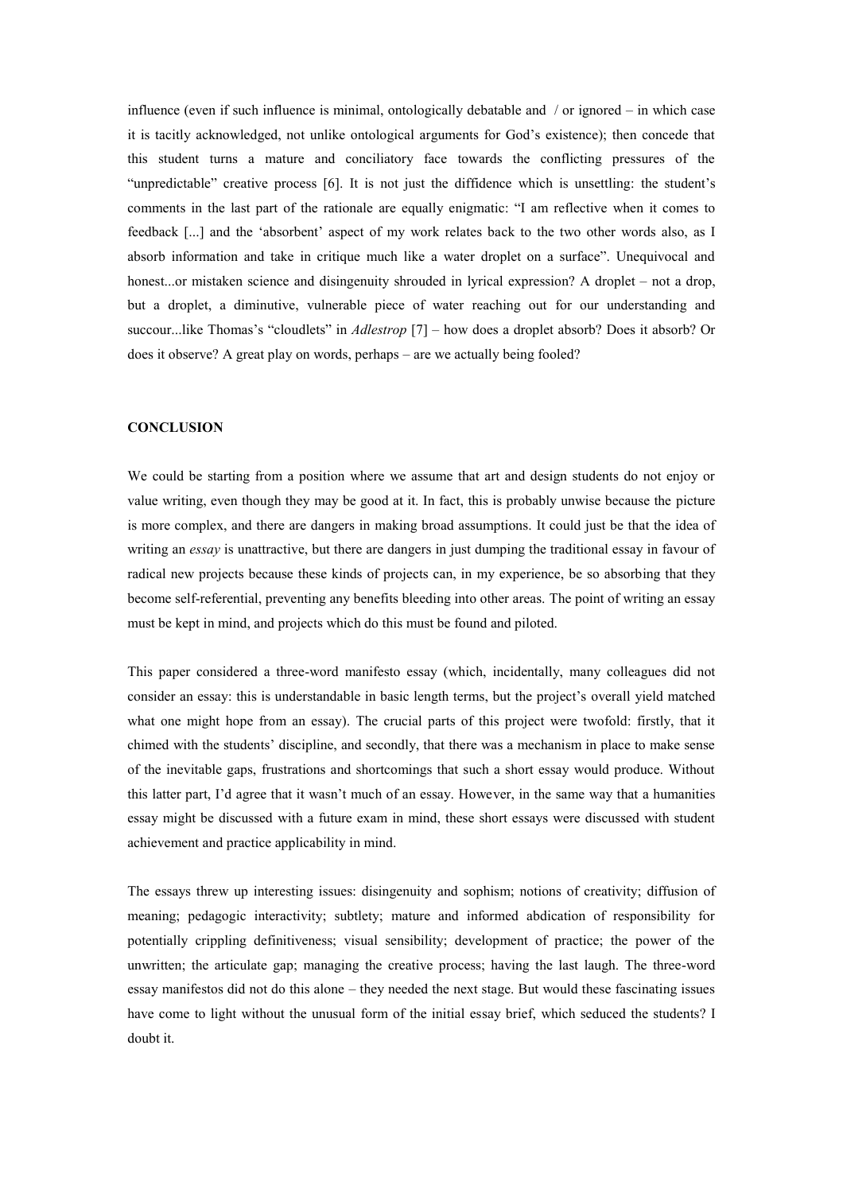influence (even if such influence is minimal, ontologically debatable and / or ignored – in which case it is tacitly acknowledged, not unlike ontological arguments for God's existence); then concede that this student turns a mature and conciliatory face towards the conflicting pressures of the "unpredictable" creative process [6]. It is not just the diffidence which is unsettling: the student's comments in the last part of the rationale are equally enigmatic: "I am reflective when it comes to feedback [...] and the 'absorbent' aspect of my work relates back to the two other words also, as I absorb information and take in critique much like a water droplet on a surface". Unequivocal and honest...or mistaken science and disingenuity shrouded in lyrical expression? A droplet – not a drop, but a droplet, a diminutive, vulnerable piece of water reaching out for our understanding and succour...like Thomas's "cloudlets" in *Adlestrop* [7] – how does a droplet absorb? Does it absorb? Or does it observe? A great play on words, perhaps – are we actually being fooled?

## CONCLUSION

We could be starting from a position where we assume that art and design students do not enjoy or value writing, even though they may be good at it. In fact, this is probably unwise because the picture is more complex, and there are dangers in making broad assumptions. It could just be that the idea of writing an *essay* is unattractive, but there are dangers in just dumping the traditional essay in favour of radical new projects because these kinds of projects can, in my experience, be so absorbing that they become self-referential, preventing any benefits bleeding into other areas. The point of writing an essay must be kept in mind, and projects which do this must be found and piloted.

This paper considered a three-word manifesto essay (which, incidentally, many colleagues did not consider an essay: this is understandable in basic length terms, but the project's overall yield matched what one might hope from an essay). The crucial parts of this project were twofold: firstly, that it chimed with the students' discipline, and secondly, that there was a mechanism in place to make sense of the inevitable gaps, frustrations and shortcomings that such a short essay would produce. Without this latter part, I'd agree that it wasn't much of an essay. However, in the same way that a humanities essay might be discussed with a future exam in mind, these short essays were discussed with student achievement and practice applicability in mind.

The essays threw up interesting issues: disingenuity and sophism; notions of creativity; diffusion of meaning; pedagogic interactivity; subtlety; mature and informed abdication of responsibility for potentially crippling definitiveness; visual sensibility; development of practice; the power of the unwritten; the articulate gap; managing the creative process; having the last laugh. The three-word essay manifestos did not do this alone – they needed the next stage. But would these fascinating issues have come to light without the unusual form of the initial essay brief, which seduced the students? I doubt it.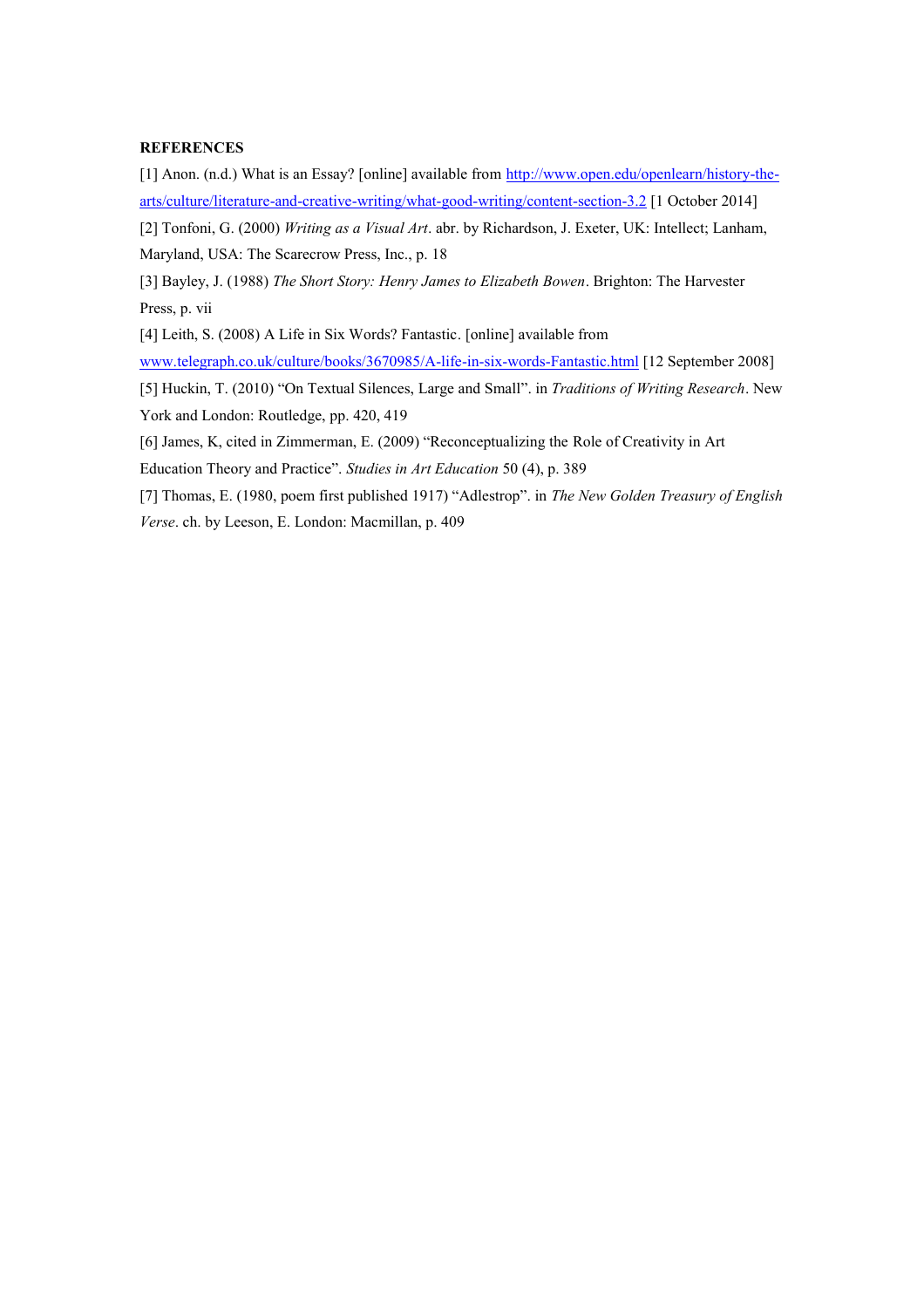**REFERENCES**

[1] Anon. (n.d.) What is an Essay? [online] available from http://www.open.edu/openlearn/history-the-arts/culture/literature-and-creative-writing/what-good-writing/content-section-3.2 [1 October 2014]

[2] Tonfoni, G. (2000) *Writing as a Visual Art*. abr. by Richardson, J. Exeter, UK: Intellect; Lanham, Maryland, USA: The Scarecrow Press, Inc., p. 18

[3] Bayley, J. (1988) *The Short Story: Henry James to Elizabeth Bowen*. Brighton: The Harvester Press, p. vii

[4] Leith, S. (2008) A Life in Six Words? Fantastic. [online] available from www.telegraph.co.uk/culture/books/3670985/A-life-in-six-words-Fantastic.html [12 September 2008]

[5] Huckin, T. (2010) "On Textual Silences, Large and Small". in *Traditions of Writing Research*. New York and London: Routledge, pp. 420, 419

[6] James, K, cited in Zimmerman, E. (2009) "Reconceptualizing the Role of Creativity in Art Education Theory and Practice". *Studies in Art Education* 50 (4), p. 389

[7] Thomas, E. (1980, poem first published 1917) "Adlestrop". in *The New Golden Treasury of English Verse*. ch. by Leeson, E. London: Macmillan, p. 409